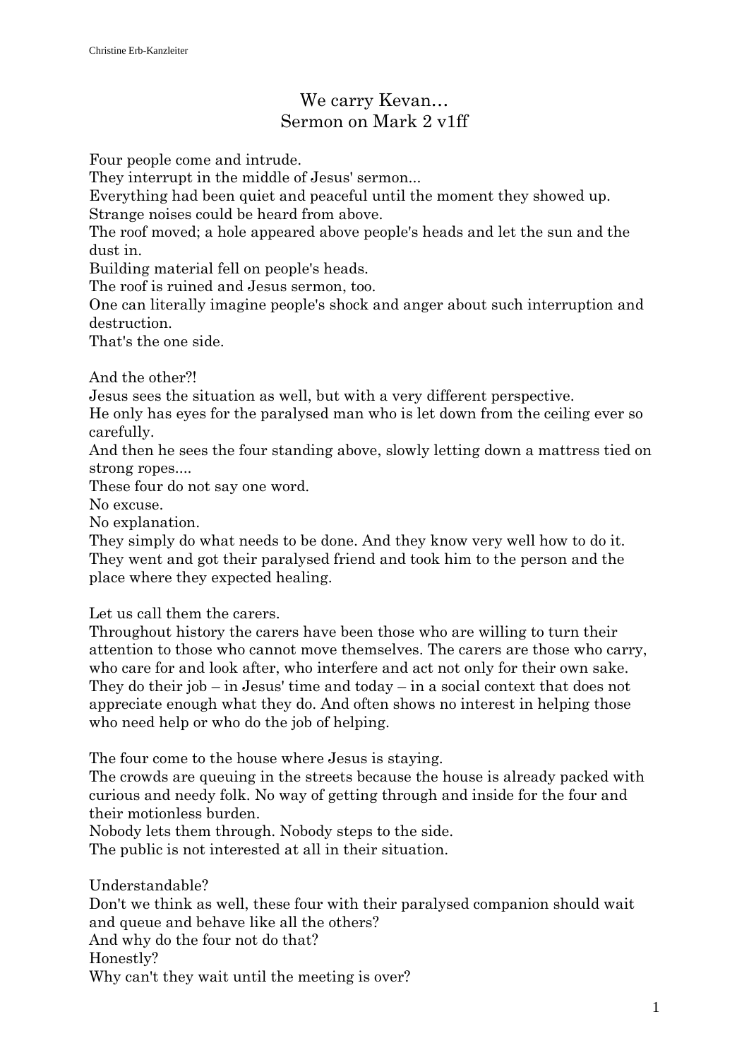# We carry Kevan…
## Sermon on Mark 2 v1ff

Four people come and intrude.
They interrupt in the middle of Jesus' sermon...
Everything had been quiet and peaceful until the moment they showed up.
Strange noises could be heard from above.
The roof moved; a hole appeared above people's heads and let the sun and the dust in.
Building material fell on people's heads.
The roof is ruined and Jesus sermon, too.
One can literally imagine people's shock and anger about such interruption and destruction.
That's the one side.

And the other?!
Jesus sees the situation as well, but with a very different perspective.
He only has eyes for the paralysed man who is let down from the ceiling ever so carefully.
And then he sees the four standing above, slowly letting down a mattress tied on strong ropes....
These four do not say one word.
No excuse.
No explanation.
They simply do what needs to be done. And they know very well how to do it. They went and got their paralysed friend and took him to the person and the place where they expected healing.

Let us call them the carers.
Throughout history the carers have been those who are willing to turn their attention to those who cannot move themselves. The carers are those who carry, who care for and look after, who interfere and act not only for their own sake. They do their job – in Jesus' time and today – in a social context that does not appreciate enough what they do. And often shows no interest in helping those who need help or who do the job of helping.

The four come to the house where Jesus is staying.
The crowds are queuing in the streets because the house is already packed with curious and needy folk. No way of getting through and inside for the four and their motionless burden.
Nobody lets them through. Nobody steps to the side.
The public is not interested at all in their situation.

Understandable?
Don't we think as well, these four with their paralysed companion should wait and queue and behave like all the others?
And why do the four not do that?
Honestly?
Why can't they wait until the meeting is over?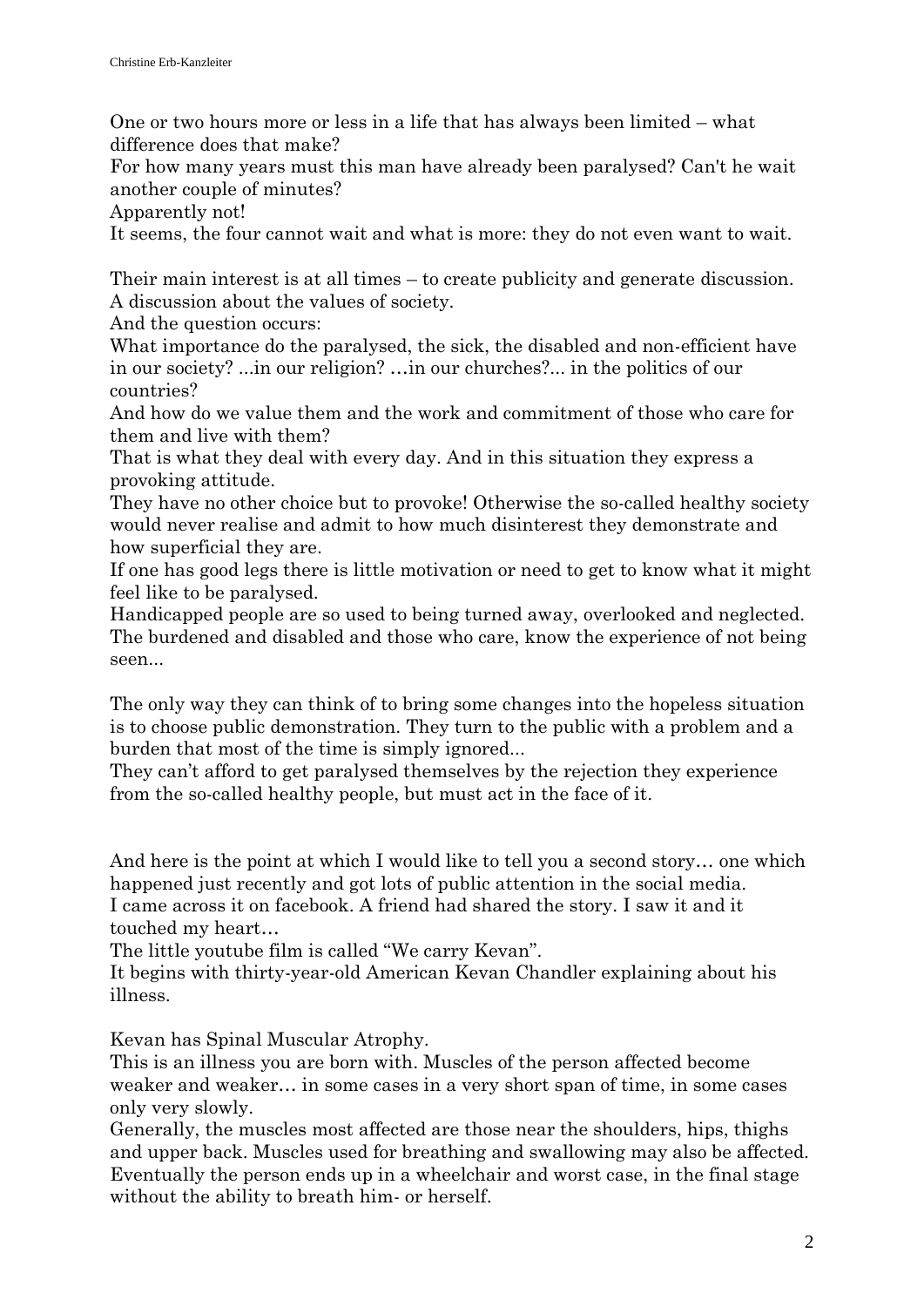One or two hours more or less in a life that has always been limited – what difference does that make?
For how many years must this man have already been paralysed? Can't he wait another couple of minutes?
Apparently not!
It seems, the four cannot wait and what is more: they do not even want to wait.

Their main interest is at all times – to create publicity and generate discussion. A discussion about the values of society.
And the question occurs:
What importance do the paralysed, the sick, the disabled and non-efficient have in our society? ...in our religion? …in our churches?... in the politics of our countries?
And how do we value them and the work and commitment of those who care for them and live with them?
That is what they deal with every day. And in this situation they express a provoking attitude.
They have no other choice but to provoke! Otherwise the so-called healthy society would never realise and admit to how much disinterest they demonstrate and how superficial they are.
If one has good legs there is little motivation or need to get to know what it might feel like to be paralysed.
Handicapped people are so used to being turned away, overlooked and neglected. The burdened and disabled and those who care, know the experience of not being seen...

The only way they can think of to bring some changes into the hopeless situation is to choose public demonstration. They turn to the public with a problem and a burden that most of the time is simply ignored...
They can't afford to get paralysed themselves by the rejection they experience from the so-called healthy people, but must act in the face of it.

And here is the point at which I would like to tell you a second story… one which happened just recently and got lots of public attention in the social media.
I came across it on facebook. A friend had shared the story. I saw it and it touched my heart…
The little youtube film is called "We carry Kevan".
It begins with thirty-year-old American Kevan Chandler explaining about his illness.

Kevan has Spinal Muscular Atrophy.
This is an illness you are born with. Muscles of the person affected become weaker and weaker… in some cases in a very short span of time, in some cases only very slowly.
Generally, the muscles most affected are those near the shoulders, hips, thighs and upper back. Muscles used for breathing and swallowing may also be affected. Eventually the person ends up in a wheelchair and worst case, in the final stage without the ability to breath him- or herself.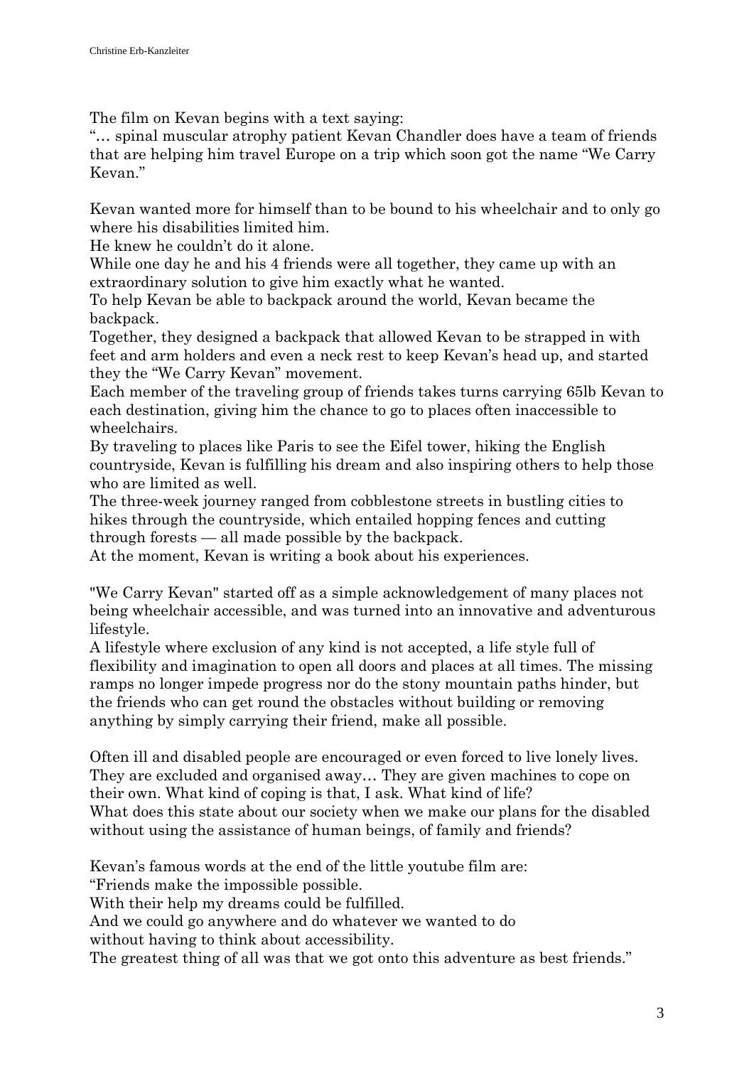The film on Kevan begins with a text saying:
"… spinal muscular atrophy patient Kevan Chandler does have a team of friends that are helping him travel Europe on a trip which soon got the name "We Carry Kevan."

Kevan wanted more for himself than to be bound to his wheelchair and to only go where his disabilities limited him.
He knew he couldn't do it alone.
While one day he and his 4 friends were all together, they came up with an extraordinary solution to give him exactly what he wanted.
To help Kevan be able to backpack around the world, Kevan became the backpack.
Together, they designed a backpack that allowed Kevan to be strapped in with feet and arm holders and even a neck rest to keep Kevan's head up, and started they the "We Carry Kevan" movement.
Each member of the traveling group of friends takes turns carrying 65lb Kevan to each destination, giving him the chance to go to places often inaccessible to wheelchairs.
By traveling to places like Paris to see the Eifel tower, hiking the English countryside, Kevan is fulfilling his dream and also inspiring others to help those who are limited as well.
The three-week journey ranged from cobblestone streets in bustling cities to hikes through the countryside, which entailed hopping fences and cutting through forests — all made possible by the backpack.
At the moment, Kevan is writing a book about his experiences.

"We Carry Kevan" started off as a simple acknowledgement of many places not being wheelchair accessible, and was turned into an innovative and adventurous lifestyle.
A lifestyle where exclusion of any kind is not accepted, a life style full of flexibility and imagination to open all doors and places at all times. The missing ramps no longer impede progress nor do the stony mountain paths hinder, but the friends who can get round the obstacles without building or removing anything by simply carrying their friend, make all possible.

Often ill and disabled people are encouraged or even forced to live lonely lives. They are excluded and organised away… They are given machines to cope on their own. What kind of coping is that, I ask. What kind of life?
What does this state about our society when we make our plans for the disabled without using the assistance of human beings, of family and friends?

Kevan's famous words at the end of the little youtube film are:
"Friends make the impossible possible.
With their help my dreams could be fulfilled.
And we could go anywhere and do whatever we wanted to do
without having to think about accessibility.
The greatest thing of all was that we got onto this adventure as best friends."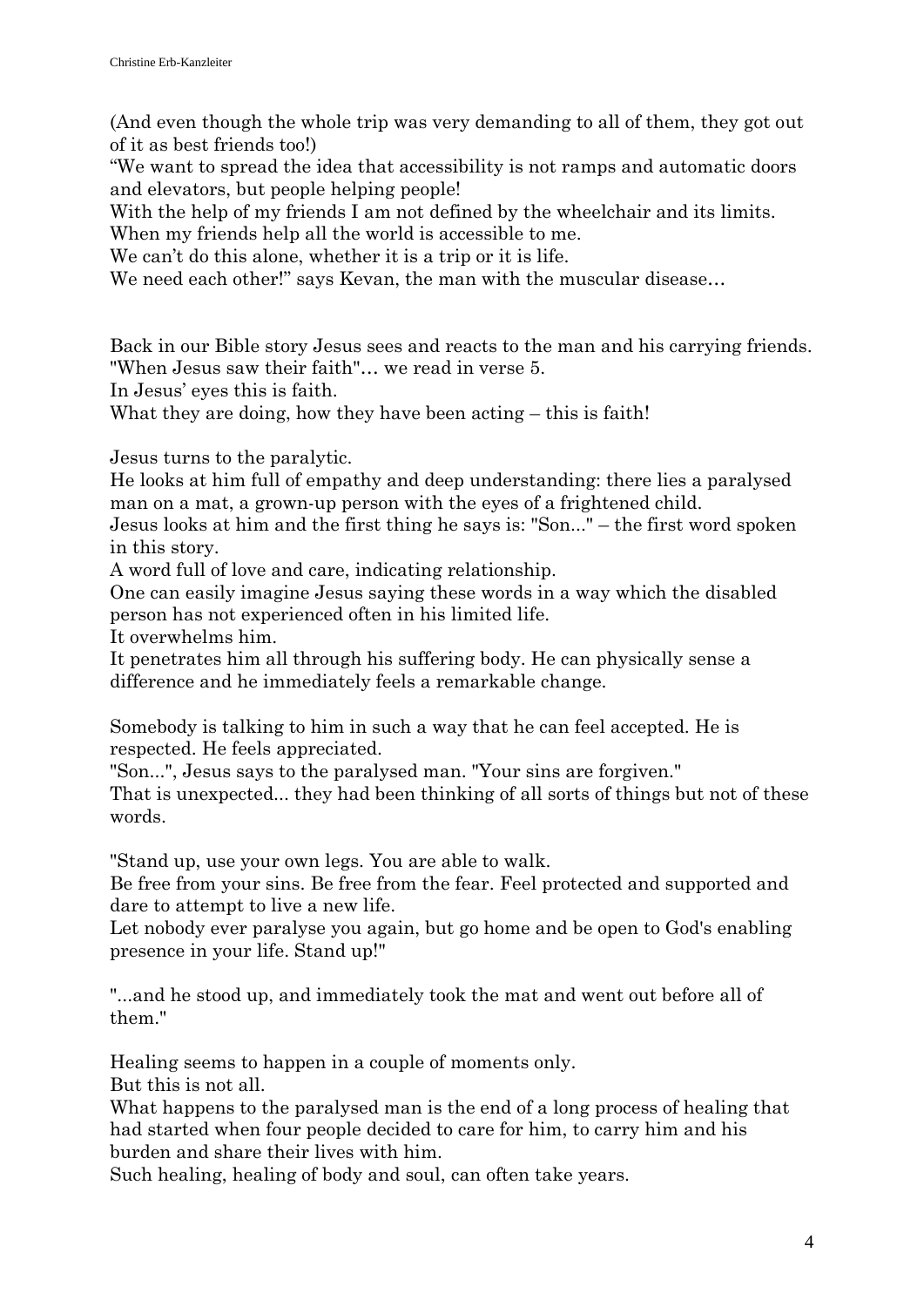(And even though the whole trip was very demanding to all of them, they got out of it as best friends too!)
"We want to spread the idea that accessibility is not ramps and automatic doors and elevators, but people helping people!
With the help of my friends I am not defined by the wheelchair and its limits.
When my friends help all the world is accessible to me.
We can't do this alone, whether it is a trip or it is life.
We need each other!" says Kevan, the man with the muscular disease…

Back in our Bible story Jesus sees and reacts to the man and his carrying friends.
"When Jesus saw their faith"… we read in verse 5.
In Jesus' eyes this is faith.
What they are doing, how they have been acting – this is faith!

Jesus turns to the paralytic.
He looks at him full of empathy and deep understanding: there lies a paralysed man on a mat, a grown-up person with the eyes of a frightened child.
Jesus looks at him and the first thing he says is: "Son..." – the first word spoken in this story.
A word full of love and care, indicating relationship.
One can easily imagine Jesus saying these words in a way which the disabled person has not experienced often in his limited life.
It overwhelms him.
It penetrates him all through his suffering body. He can physically sense a difference and he immediately feels a remarkable change.

Somebody is talking to him in such a way that he can feel accepted. He is respected. He feels appreciated.
"Son...", Jesus says to the paralysed man. "Your sins are forgiven."
That is unexpected... they had been thinking of all sorts of things but not of these words.

"Stand up, use your own legs. You are able to walk.
Be free from your sins. Be free from the fear. Feel protected and supported and dare to attempt to live a new life.
Let nobody ever paralyse you again, but go home and be open to God's enabling presence in your life. Stand up!"

"...and he stood up, and immediately took the mat and went out before all of them."

Healing seems to happen in a couple of moments only.
But this is not all.
What happens to the paralysed man is the end of a long process of healing that had started when four people decided to care for him, to carry him and his burden and share their lives with him.
Such healing, healing of body and soul, can often take years.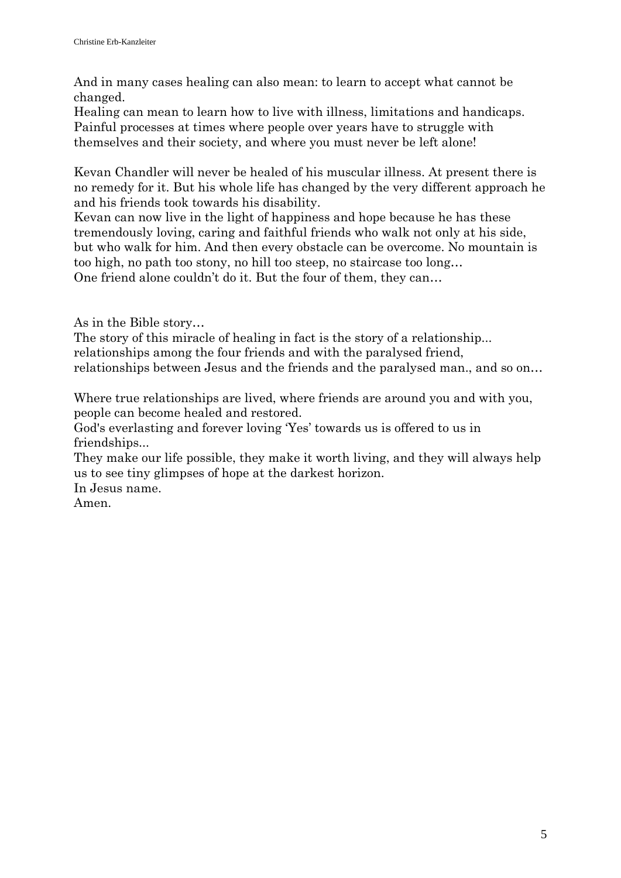And in many cases healing can also mean: to learn to accept what cannot be changed.
Healing can mean to learn how to live with illness, limitations and handicaps. Painful processes at times where people over years have to struggle with themselves and their society, and where you must never be left alone!

Kevan Chandler will never be healed of his muscular illness. At present there is no remedy for it. But his whole life has changed by the very different approach he and his friends took towards his disability.
Kevan can now live in the light of happiness and hope because he has these tremendously loving, caring and faithful friends who walk not only at his side, but who walk for him. And then every obstacle can be overcome. No mountain is too high, no path too stony, no hill too steep, no staircase too long…
One friend alone couldn't do it. But the four of them, they can…

As in the Bible story…
The story of this miracle of healing in fact is the story of a relationship... relationships among the four friends and with the paralysed friend, relationships between Jesus and the friends and the paralysed man., and so on…

Where true relationships are lived, where friends are around you and with you, people can become healed and restored.
God's everlasting and forever loving 'Yes' towards us is offered to us in friendships...
They make our life possible, they make it worth living, and they will always help us to see tiny glimpses of hope at the darkest horizon.
In Jesus name.
Amen.